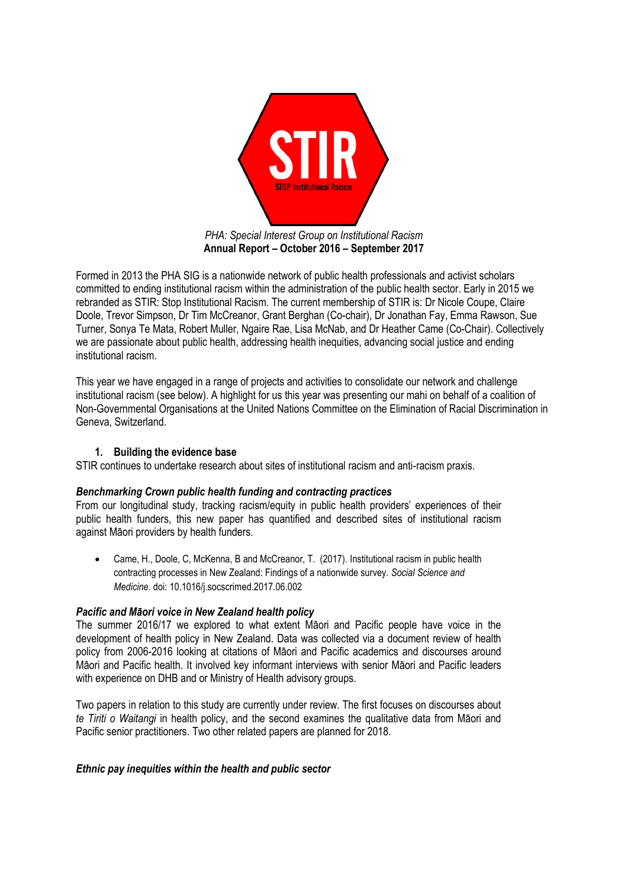STIR

STOP Institutional Racism

*PHA: Special Interest Group on Institutional Racism*

**Annual Report – October 2016 – September 2017**

Formed in 2013 the PHA SIG is a nationwide network of public health professionals and activist scholars committed to ending institutional racism within the administration of the public health sector. Early in 2015 we rebranded as STIR: Stop Institutional Racism. The current membership of STIR is: Dr Nicole Coupe, Claire Doole, Trevor Simpson, Dr Tim McCreanor, Grant Berghan (Co-chair), Dr Jonathan Fay, Emma Rawson, Sue Turner, Sonya Te Mata, Robert Muller, Ngaire Rae, Lisa McNab, and Dr Heather Came (Co-Chair). Collectively we are passionate about public health, addressing health inequities, advancing social justice and ending institutional racism.

This year we have engaged in a range of projects and activities to consolidate our network and challenge institutional racism (see below). A highlight for us this year was presenting our mahi on behalf of a coalition of Non-Governmental Organisations at the United Nations Committee on the Elimination of Racial Discrimination in Geneva, Switzerland.

## 1. Building the evidence base

STIR continues to undertake research about sites of institutional racism and anti-racism praxis.

### *Benchmarking Crown public health funding and contracting practices*

From our longitudinal study, tracking racism/equity in public health providers' experiences of their public health funders, this new paper has quantified and described sites of institutional racism against Māori providers by health funders.

- Came, H., Doole, C, McKenna, B and McCreanor, T. (2017). Institutional racism in public health contracting processes in New Zealand: Findings of a nationwide survey. *Social Science and Medicine.* doi: 10.1016/j.socscrimed.2017.06.002

### *Pacific and Māori voice in New Zealand health policy*

The summer 2016/17 we explored to what extent Māori and Pacific people have voice in the development of health policy in New Zealand. Data was collected via a document review of health policy from 2006-2016 looking at citations of Māori and Pacific academics and discourses around Māori and Pacific health. It involved key informant interviews with senior Māori and Pacific leaders with experience on DHB and or Ministry of Health advisory groups.

Two papers in relation to this study are currently under review. The first focuses on discourses about *te Tiriti o Waitangi* in health policy, and the second examines the qualitative data from Māori and Pacific senior practitioners. Two other related papers are planned for 2018.

### *Ethnic pay inequities within the health and public sector*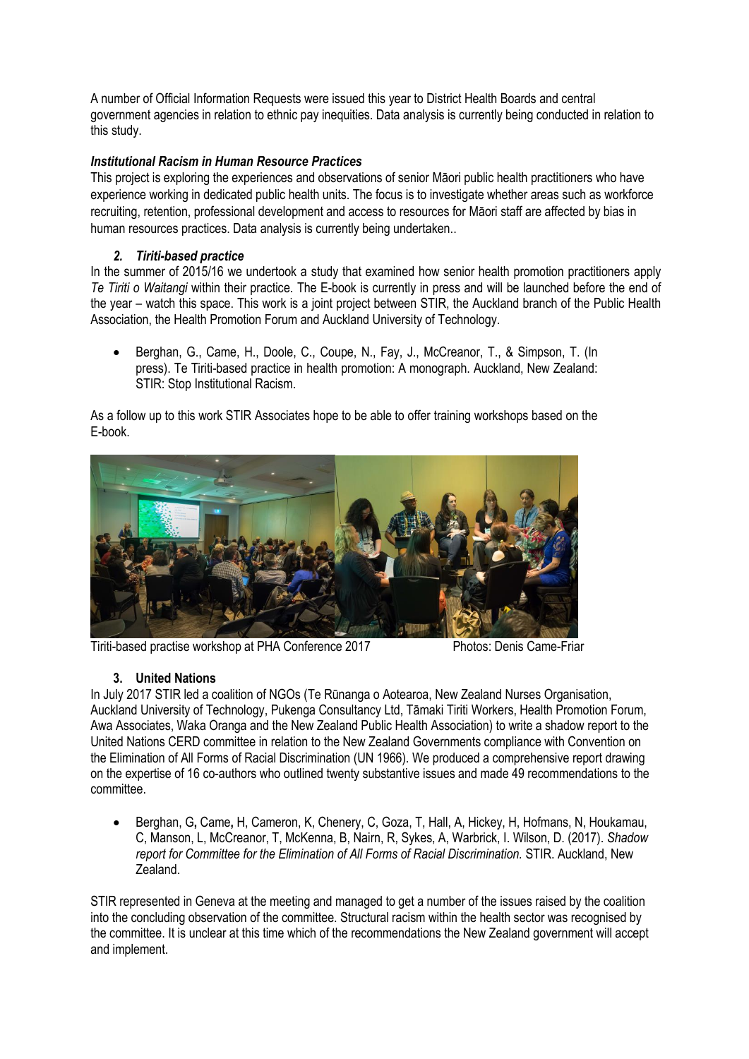A number of Official Information Requests were issued this year to District Health Boards and central government agencies in relation to ethnic pay inequities. Data analysis is currently being conducted in relation to this study.

***Institutional Racism in Human Resource Practices***

This project is exploring the experiences and observations of senior Māori public health practitioners who have experience working in dedicated public health units. The focus is to investigate whether areas such as workforce recruiting, retention, professional development and access to resources for Māori staff are affected by bias in human resources practices. Data analysis is currently being undertaken..

### 2. *Tiriti-based practice*

In the summer of 2015/16 we undertook a study that examined how senior health promotion practitioners apply *Te Tiriti o Waitangi* within their practice. The E-book is currently in press and will be launched before the end of the year – watch this space. This work is a joint project between STIR, the Auckland branch of the Public Health Association, the Health Promotion Forum and Auckland University of Technology.

- Berghan, G., Came, H., Doole, C., Coupe, N., Fay, J., McCreanor, T., & Simpson, T. (In press). Te Tiriti-based practice in health promotion: A monograph. Auckland, New Zealand: STIR: Stop Institutional Racism.

As a follow up to this work STIR Associates hope to be able to offer training workshops based on the E-book.

Tiriti-based practise workshop at PHA Conference 2017 Photos: Denis Came-Friar

### 3. United Nations

In July 2017 STIR led a coalition of NGOs (Te Rūnanga o Aotearoa, New Zealand Nurses Organisation, Auckland University of Technology, Pukenga Consultancy Ltd, Tāmaki Tiriti Workers, Health Promotion Forum, Awa Associates, Waka Oranga and the New Zealand Public Health Association) to write a shadow report to the United Nations CERD committee in relation to the New Zealand Governments compliance with Convention on the Elimination of All Forms of Racial Discrimination (UN 1966). We produced a comprehensive report drawing on the expertise of 16 co-authors who outlined twenty substantive issues and made 49 recommendations to the committee.

- Berghan, G**,** Came**,** H, Cameron, K, Chenery, C, Goza, T, Hall, A, Hickey, H, Hofmans, N, Houkamau, C, Manson, L, McCreanor, T, McKenna, B, Nairn, R, Sykes, A, Warbrick, I. Wilson, D. (2017). *Shadow report for Committee for the Elimination of All Forms of Racial Discrimination.* STIR. Auckland, New Zealand.

STIR represented in Geneva at the meeting and managed to get a number of the issues raised by the coalition into the concluding observation of the committee. Structural racism within the health sector was recognised by the committee. It is unclear at this time which of the recommendations the New Zealand government will accept and implement.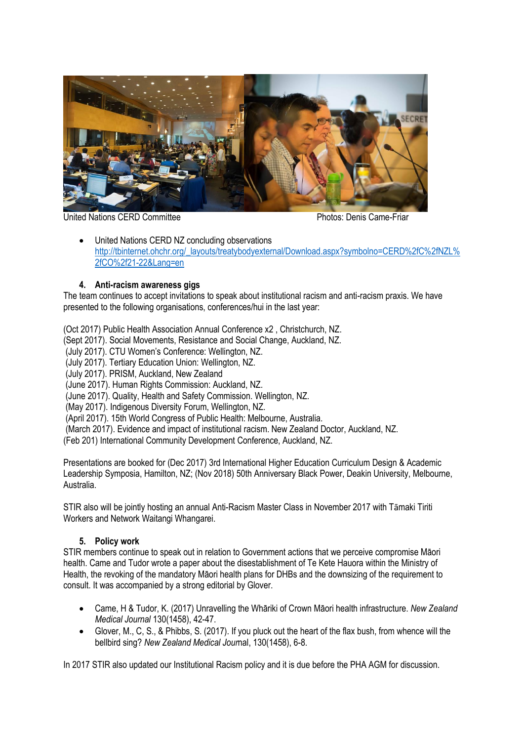United Nations CERD Committee Photos: Denis Came-Friar

- United Nations CERD NZ concluding observations http://tbinternet.ohchr.org/_layouts/treatybodyexternal/Download.aspx?symbolno=CERD%2fC%2fNZL%2fCO%2f21-22&Lang=en

### 4. Anti-racism awareness gigs

The team continues to accept invitations to speak about institutional racism and anti-racism praxis. We have presented to the following organisations, conferences/hui in the last year:

(Oct 2017) Public Health Association Annual Conference x2 , Christchurch, NZ.
(Sept 2017). Social Movements, Resistance and Social Change, Auckland, NZ.
(July 2017). CTU Women's Conference: Wellington, NZ.
(July 2017). Tertiary Education Union: Wellington, NZ.
(July 2017). PRISM, Auckland, New Zealand
(June 2017). Human Rights Commission: Auckland, NZ.
(June 2017). Quality, Health and Safety Commission. Wellington, NZ.
(May 2017). Indigenous Diversity Forum, Wellington, NZ.
(April 2017). 15th World Congress of Public Health: Melbourne, Australia.
(March 2017). Evidence and impact of institutional racism. New Zealand Doctor, Auckland, NZ.
(Feb 201) International Community Development Conference, Auckland, NZ.

Presentations are booked for (Dec 2017) 3rd International Higher Education Curriculum Design & Academic Leadership Symposia, Hamilton, NZ; (Nov 2018) 50th Anniversary Black Power, Deakin University, Melbourne, Australia.

STIR also will be jointly hosting an annual Anti-Racism Master Class in November 2017 with Tāmaki Tiriti Workers and Network Waitangi Whangarei.

### 5. Policy work

STIR members continue to speak out in relation to Government actions that we perceive compromise Māori health. Came and Tudor wrote a paper about the disestablishment of Te Kete Hauora within the Ministry of Health, the revoking of the mandatory Māori health plans for DHBs and the downsizing of the requirement to consult. It was accompanied by a strong editorial by Glover.

- Came, H & Tudor, K. (2017) Unravelling the Whāriki of Crown Māori health infrastructure. *New Zealand Medical Journal* 130(1458), 42-47.
- Glover, M., C, S., & Phibbs, S. (2017). If you pluck out the heart of the flax bush, from whence will the bellbird sing? *New Zealand Medical Jour*nal, 130(1458), 6-8.

In 2017 STIR also updated our Institutional Racism policy and it is due before the PHA AGM for discussion.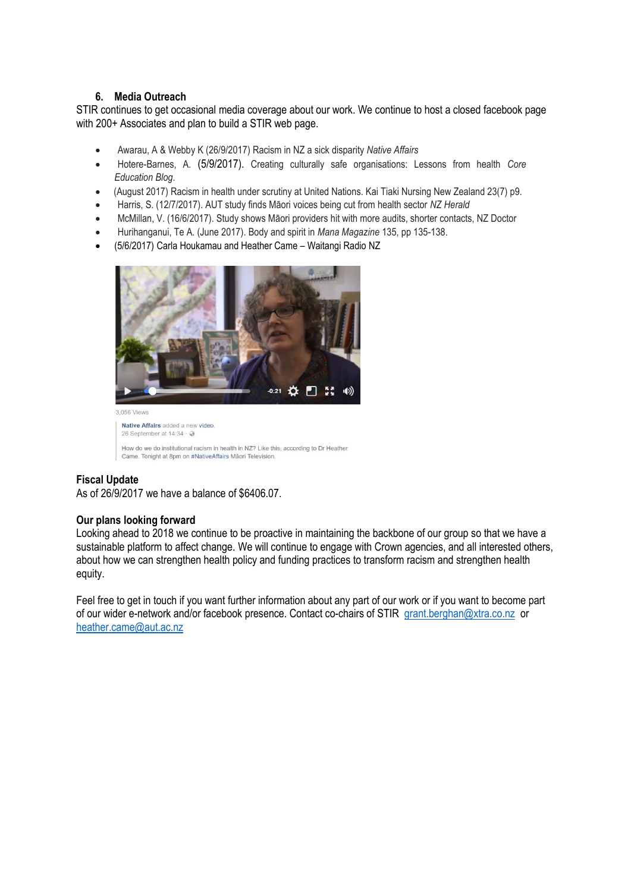### 6. Media Outreach

STIR continues to get occasional media coverage about our work. We continue to host a closed facebook page with 200+ Associates and plan to build a STIR web page.

- Awarau, A & Webby K (26/9/2017) Racism in NZ a sick disparity *Native Affairs*
- Hotere-Barnes, A. (5/9/2017). Creating culturally safe organisations: Lessons from health *Core Education Blog*.
- (August 2017) Racism in health under scrutiny at United Nations. Kai Tiaki Nursing New Zealand 23(7) p9.
- Harris, S. (12/7/2017). AUT study finds Māori voices being cut from health sector *NZ Herald*
- McMillan, V. (16/6/2017). Study shows Māori providers hit with more audits, shorter contacts, NZ Doctor
- Hurihanganui, Te A. (June 2017). Body and spirit in *Mana Magazine* 135, pp 135-138.
- (5/6/2017) Carla Houkamau and Heather Came – Waitangi Radio NZ

3,056 Views

Native Affairs added a new video.
26 September at 14:34

How do we do institutional racism in health in NZ? Like this, according to Dr Heather Came. Tonight at 8pm on #NativeAffairs Māori Television.

**Fiscal Update**

As of 26/9/2017 we have a balance of $6406.07.

**Our plans looking forward**

Looking ahead to 2018 we continue to be proactive in maintaining the backbone of our group so that we have a sustainable platform to affect change. We will continue to engage with Crown agencies, and all interested others, about how we can strengthen health policy and funding practices to transform racism and strengthen health equity.

Feel free to get in touch if you want further information about any part of our work or if you want to become part of our wider e-network and/or facebook presence. Contact co-chairs of STIR grant.berghan@xtra.co.nz or heather.came@aut.ac.nz